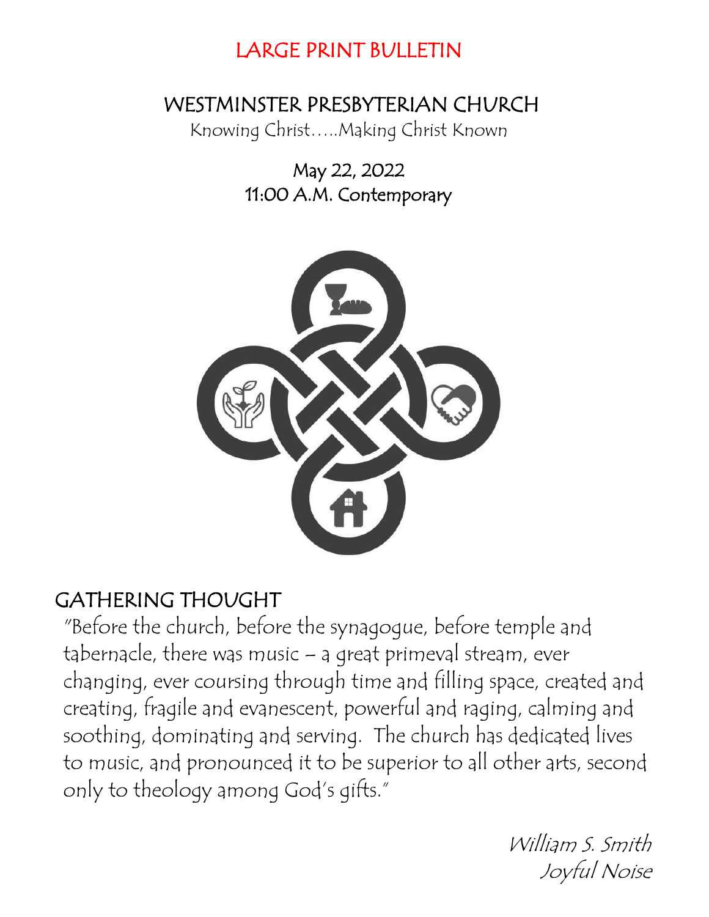# LARGE PRINT BULLETIN

## WESTMINSTER PRESBYTERIAN CHURCH

Knowing Christ…..Making Christ Known

May 22, 2022

11:00 A.M. Contemporary

## GATHERING THOUGHT

"Before the church, before the synagogue, before temple and tabernacle, there was music – a great primeval stream, ever changing, ever coursing through time and filling space, created and creating, fragile and evanescent, powerful and raging, calming and soothing, dominating and serving. The church has dedicated lives to music, and pronounced it to be superior to all other arts, second only to theology among God's gifts."

*William S. Smith*
*Joyful Noise*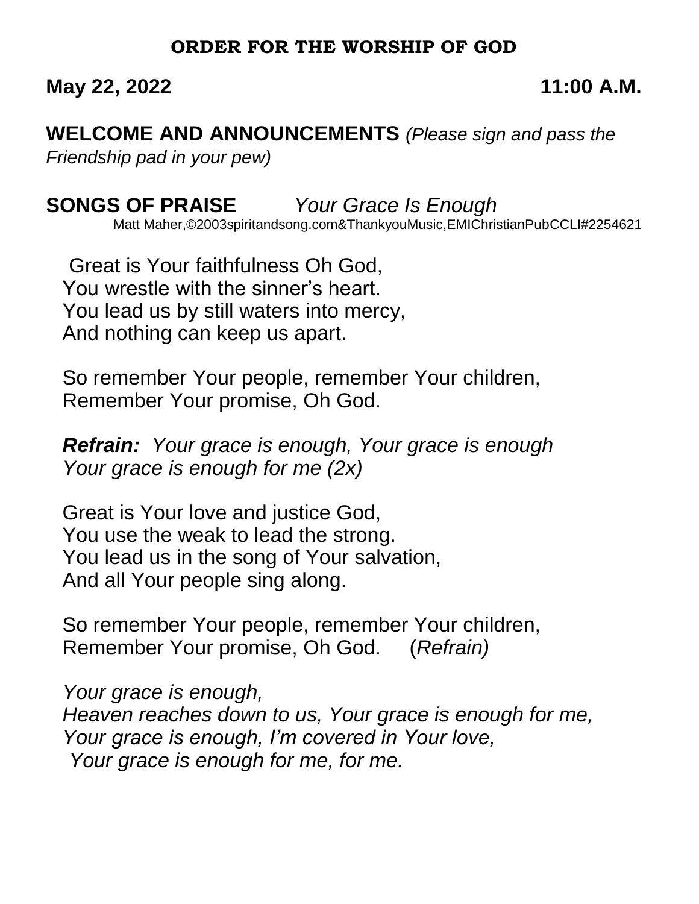**ORDER FOR THE WORSHIP OF GOD**

**May 22, 2022** **11:00 A.M.**

**WELCOME AND ANNOUNCEMENTS** *(Please sign and pass the Friendship pad in your pew)*

**SONGS OF PRAISE** *Your Grace Is Enough*

Matt Maher,©2003spiritandsong.com&ThankyouMusic,EMIChristianPubCCLI#2254621

Great is Your faithfulness Oh God,
You wrestle with the sinner's heart.
You lead us by still waters into mercy,
And nothing can keep us apart.

So remember Your people, remember Your children,
Remember Your promise, Oh God.

***Refrain:*** *Your grace is enough, Your grace is enough*
*Your grace is enough for me (2x)*

Great is Your love and justice God,
You use the weak to lead the strong.
You lead us in the song of Your salvation,
And all Your people sing along.

So remember Your people, remember Your children,
Remember Your promise, Oh God. (*Refrain)*

*Your grace is enough,*
*Heaven reaches down to us, Your grace is enough for me,*
*Your grace is enough, I'm covered in Your love,*
*Your grace is enough for me, for me.*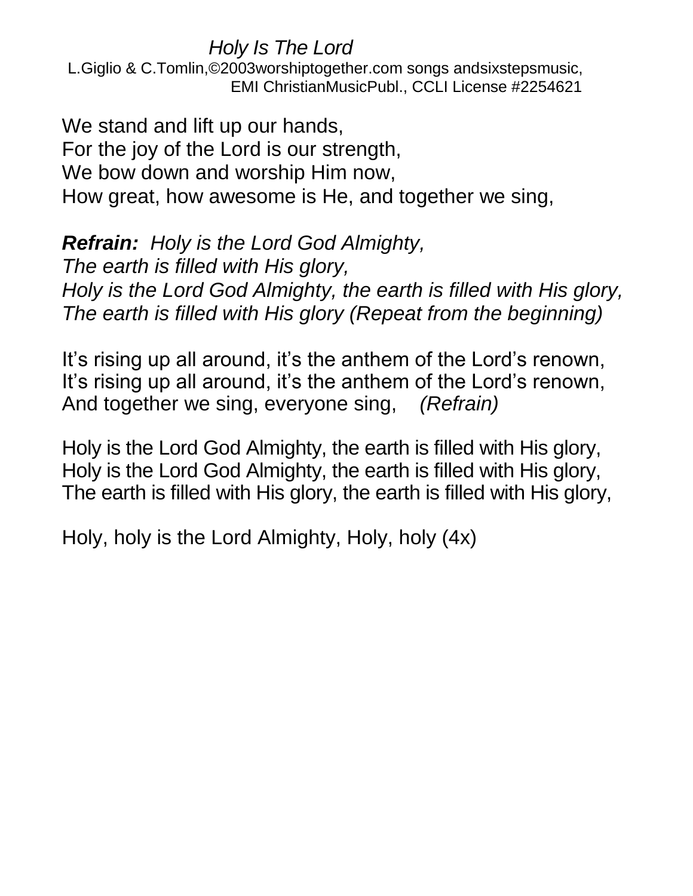*Holy Is The Lord*

L.Giglio & C.Tomlin,©2003worshiptogether.com songs andsixstepsmusic, EMI ChristianMusicPubl., CCLI License #2254621

We stand and lift up our hands,
For the joy of the Lord is our strength,
We bow down and worship Him now,
How great, how awesome is He, and together we sing,

***Refrain:*** *Holy is the Lord God Almighty,*
*The earth is filled with His glory,*
*Holy is the Lord God Almighty, the earth is filled with His glory,*
*The earth is filled with His glory (Repeat from the beginning)*

It's rising up all around, it's the anthem of the Lord's renown,
It's rising up all around, it's the anthem of the Lord's renown,
And together we sing, everyone sing, *(Refrain)*

Holy is the Lord God Almighty, the earth is filled with His glory,
Holy is the Lord God Almighty, the earth is filled with His glory,
The earth is filled with His glory, the earth is filled with His glory,

Holy, holy is the Lord Almighty, Holy, holy (4x)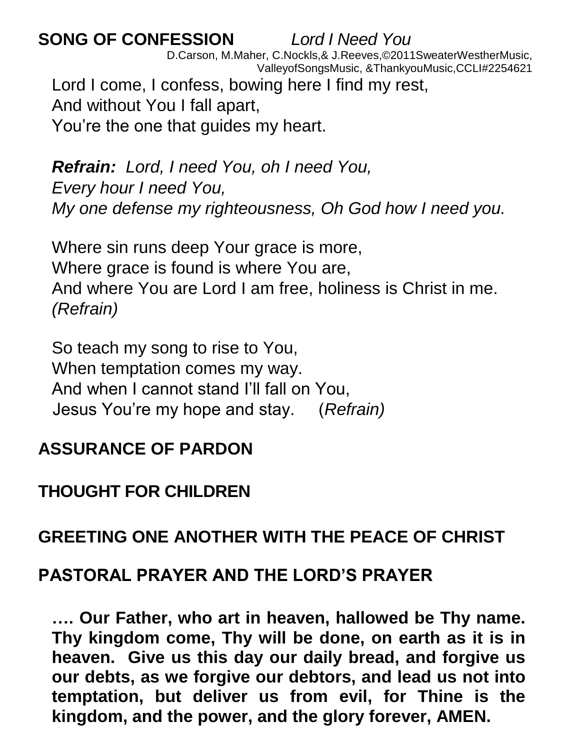**SONG OF CONFESSION** *Lord I Need You*

D.Carson, M.Maher, C.Nockls,& J.Reeves,©2011SweaterWestherMusic, ValleyofSongsMusic, &ThankyouMusic,CCLI#2254621

Lord I come, I confess, bowing here I find my rest,
And without You I fall apart,
You're the one that guides my heart.

***Refrain:*** *Lord, I need You, oh I need You,*
*Every hour I need You,*
*My one defense my righteousness, Oh God how I need you.*

Where sin runs deep Your grace is more,
Where grace is found is where You are,
And where You are Lord I am free, holiness is Christ in me.
*(Refrain)*

So teach my song to rise to You,
When temptation comes my way.
And when I cannot stand I'll fall on You,
Jesus You're my hope and stay. (*Refrain)*

**ASSURANCE OF PARDON**

**THOUGHT FOR CHILDREN**

**GREETING ONE ANOTHER WITH THE PEACE OF CHRIST**

**PASTORAL PRAYER AND THE LORD'S PRAYER**

**…. Our Father, who art in heaven, hallowed be Thy name. Thy kingdom come, Thy will be done, on earth as it is in heaven. Give us this day our daily bread, and forgive us our debts, as we forgive our debtors, and lead us not into temptation, but deliver us from evil, for Thine is the kingdom, and the power, and the glory forever, AMEN.**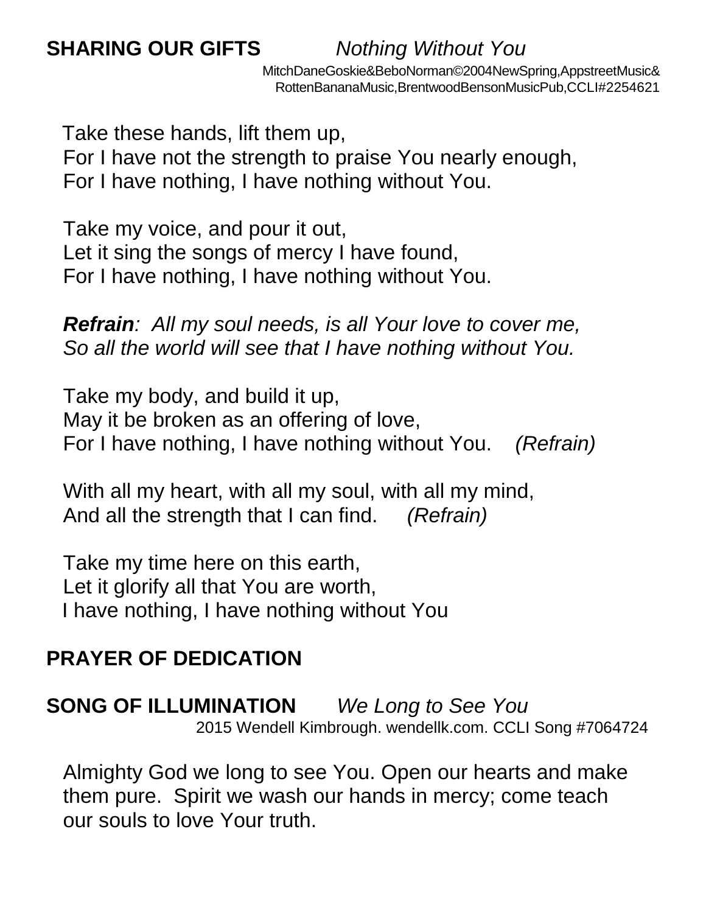**SHARING OUR GIFTS** *Nothing Without You*

MitchDaneGoskie&BeboNorman©2004NewSpring,AppstreetMusic& RottenBananaMusic,BrentwoodBensonMusicPub,CCLI#2254621

Take these hands, lift them up,
For I have not the strength to praise You nearly enough,
For I have nothing, I have nothing without You.

Take my voice, and pour it out,
Let it sing the songs of mercy I have found,
For I have nothing, I have nothing without You.

***Refrain**: All my soul needs, is all Your love to cover me,*
*So all the world will see that I have nothing without You.*

Take my body, and build it up,
May it be broken as an offering of love,
For I have nothing, I have nothing without You. *(Refrain)*

With all my heart, with all my soul, with all my mind,
And all the strength that I can find. *(Refrain)*

Take my time here on this earth,
Let it glorify all that You are worth,
I have nothing, I have nothing without You

**PRAYER OF DEDICATION**

**SONG OF ILLUMINATION** *We Long to See You*

2015 Wendell Kimbrough. wendellk.com. CCLI Song #7064724

Almighty God we long to see You. Open our hearts and make them pure. Spirit we wash our hands in mercy; come teach our souls to love Your truth.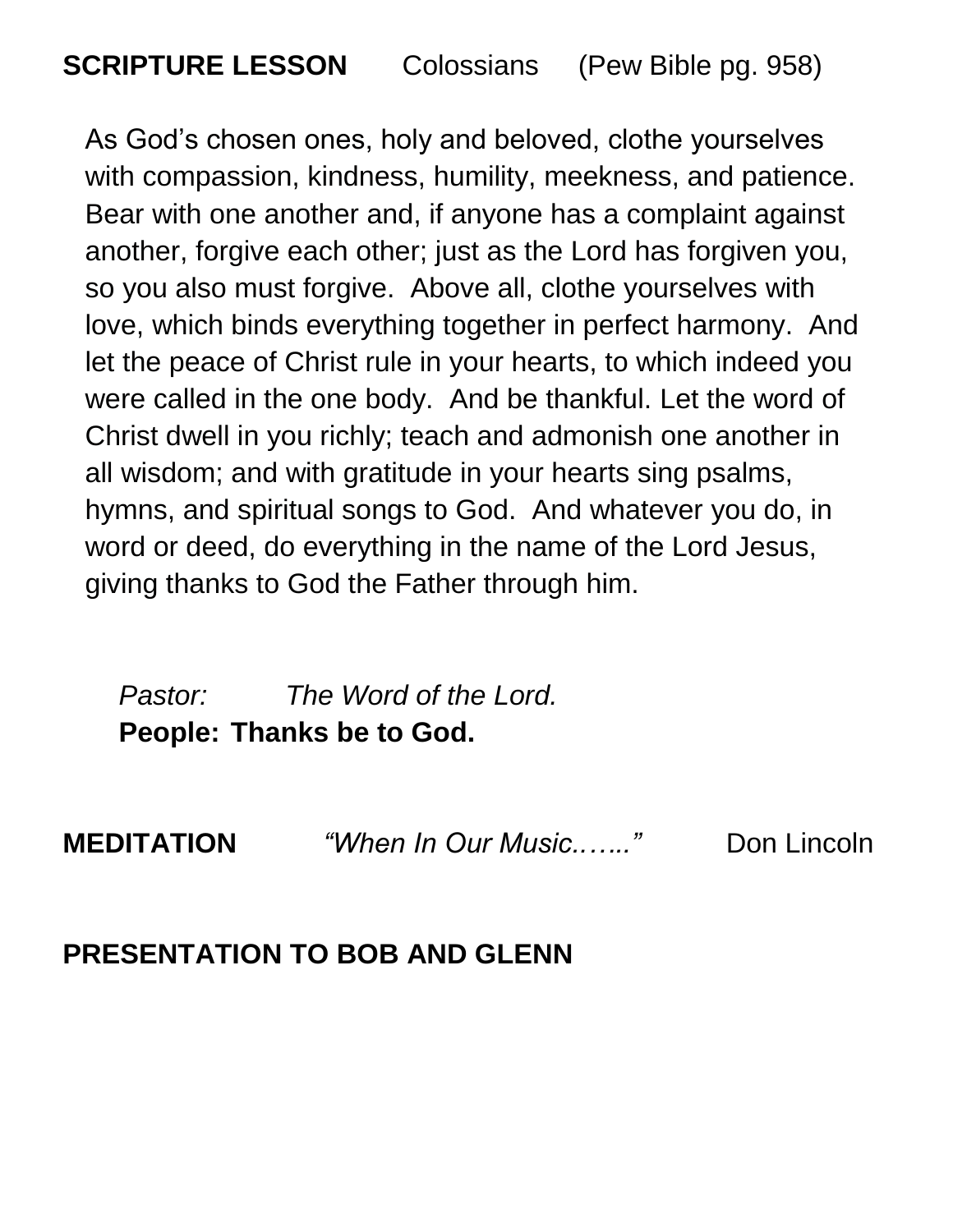**SCRIPTURE LESSON** Colossians (Pew Bible pg. 958)

As God's chosen ones, holy and beloved, clothe yourselves with compassion, kindness, humility, meekness, and patience. Bear with one another and, if anyone has a complaint against another, forgive each other; just as the Lord has forgiven you, so you also must forgive. Above all, clothe yourselves with love, which binds everything together in perfect harmony. And let the peace of Christ rule in your hearts, to which indeed you were called in the one body. And be thankful. Let the word of Christ dwell in you richly; teach and admonish one another in all wisdom; and with gratitude in your hearts sing psalms, hymns, and spiritual songs to God. And whatever you do, in word or deed, do everything in the name of the Lord Jesus, giving thanks to God the Father through him.

*Pastor: The Word of the Lord.*
**People: Thanks be to God.**

**MEDITATION** *"When In Our Music.…..."* Don Lincoln

**PRESENTATION TO BOB AND GLENN**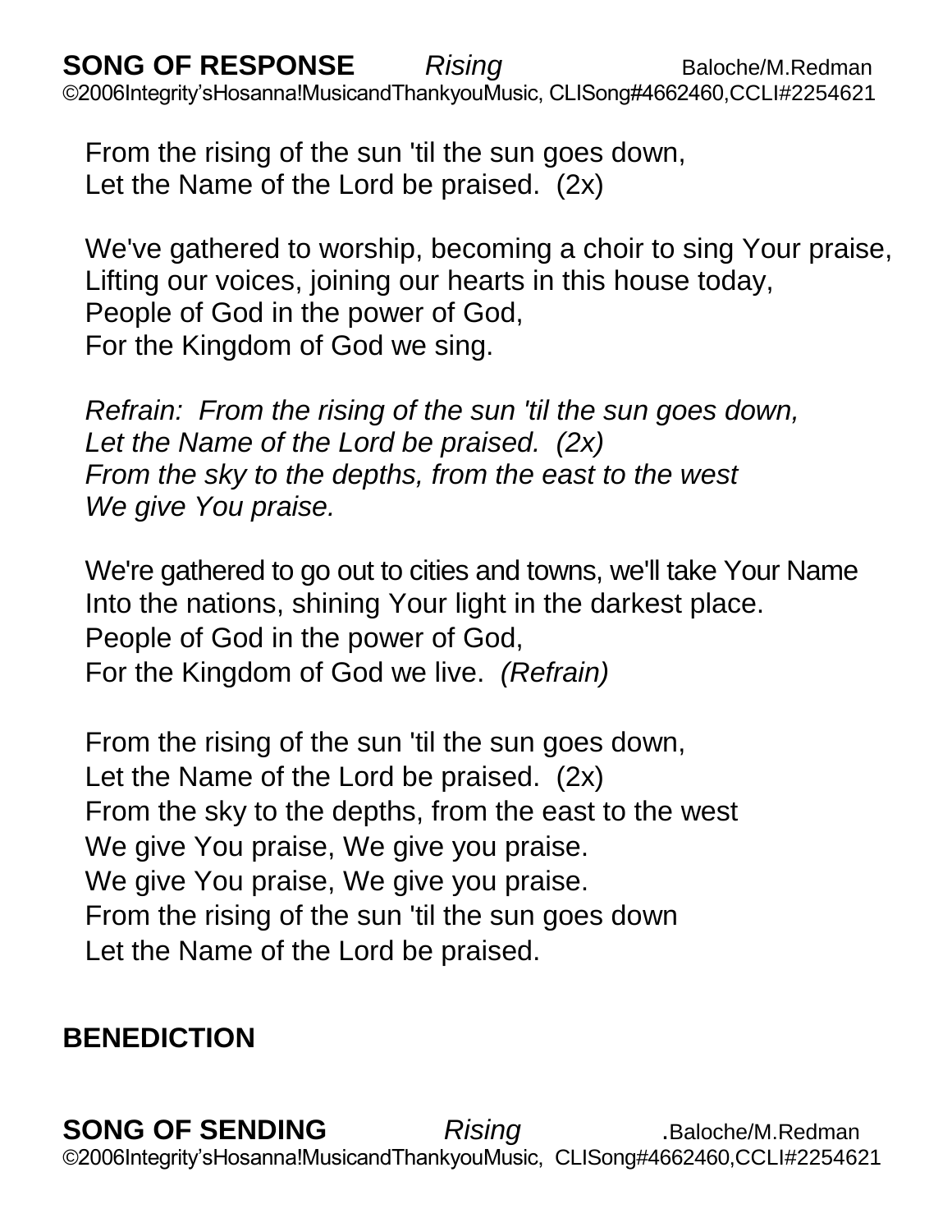**SONG OF RESPONSE** *Rising* Baloche/M.Redman
©2006Integrity'sHosanna!MusicandThankyouMusic, CLISong#4662460,CCLI#2254621

From the rising of the sun 'til the sun goes down,
Let the Name of the Lord be praised. (2x)

We've gathered to worship, becoming a choir to sing Your praise,
Lifting our voices, joining our hearts in this house today,
People of God in the power of God,
For the Kingdom of God we sing.

*Refrain: From the rising of the sun 'til the sun goes down,*
*Let the Name of the Lord be praised. (2x)*
*From the sky to the depths, from the east to the west*
*We give You praise.*

We're gathered to go out to cities and towns, we'll take Your Name
Into the nations, shining Your light in the darkest place.
People of God in the power of God,
For the Kingdom of God we live. *(Refrain)*

From the rising of the sun 'til the sun goes down,
Let the Name of the Lord be praised. (2x)
From the sky to the depths, from the east to the west
We give You praise, We give you praise.
We give You praise, We give you praise.
From the rising of the sun 'til the sun goes down
Let the Name of the Lord be praised.

**BENEDICTION**

**SONG OF SENDING** *Rising* .Baloche/M.Redman
©2006Integrity'sHosanna!MusicandThankyouMusic, CLISong#4662460,CCLI#2254621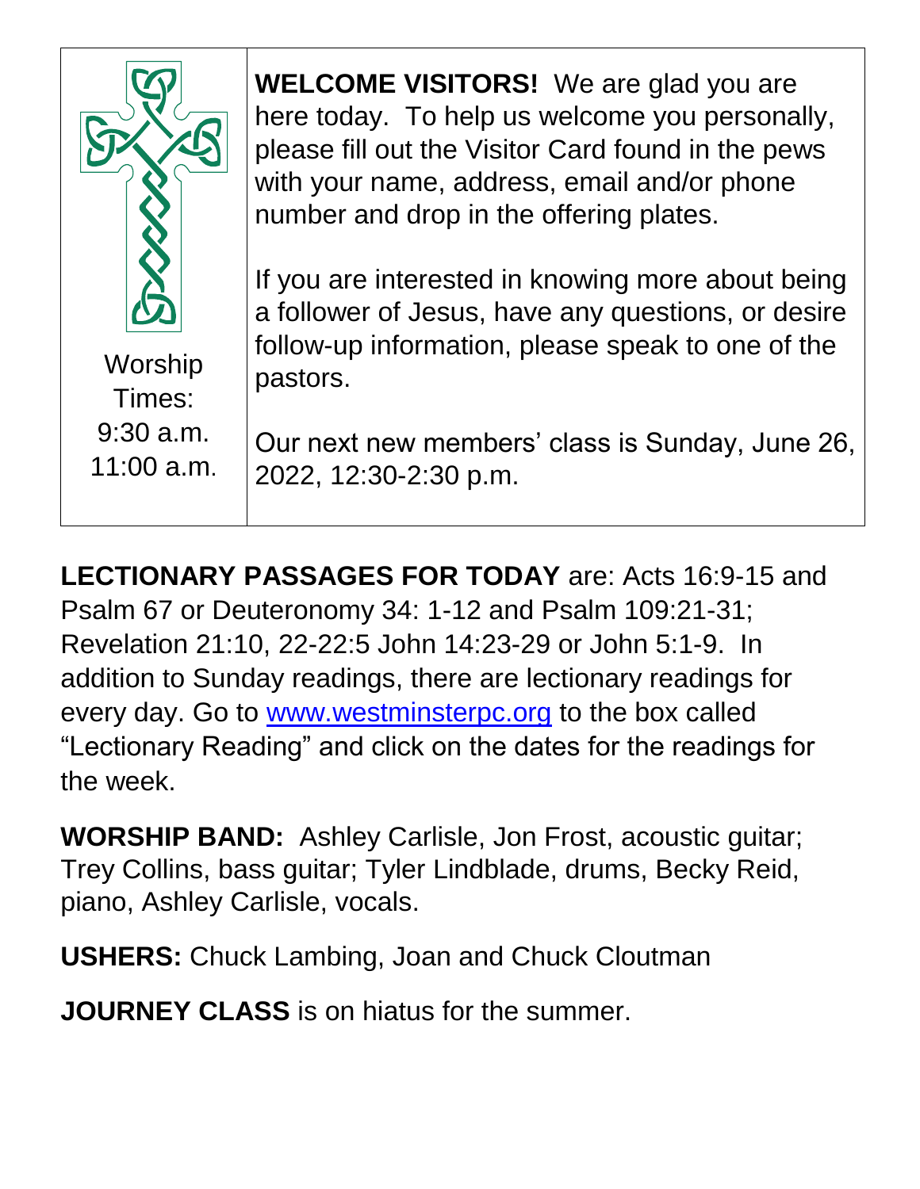| Worship Times: 9:30 a.m. 11:00 a.m. | **WELCOME VISITORS!** We are glad you are here today. To help us welcome you personally, please fill out the Visitor Card found in the pews with your name, address, email and/or phone number and drop in the offering plates.<br><br>If you are interested in knowing more about being a follower of Jesus, have any questions, or desire follow-up information, please speak to one of the pastors.<br><br>Our next new members' class is Sunday, June 26, 2022, 12:30-2:30 p.m. |
|---|---|

**LECTIONARY PASSAGES FOR TODAY** are: Acts 16:9-15 and Psalm 67 or Deuteronomy 34: 1-12 and Psalm 109:21-31; Revelation 21:10, 22-22:5 John 14:23-29 or John 5:1-9. In addition to Sunday readings, there are lectionary readings for every day. Go to www.westminsterpc.org to the box called "Lectionary Reading" and click on the dates for the readings for the week.

**WORSHIP BAND:** Ashley Carlisle, Jon Frost, acoustic guitar; Trey Collins, bass guitar; Tyler Lindblade, drums, Becky Reid, piano, Ashley Carlisle, vocals.

**USHERS:** Chuck Lambing, Joan and Chuck Cloutman

**JOURNEY CLASS** is on hiatus for the summer.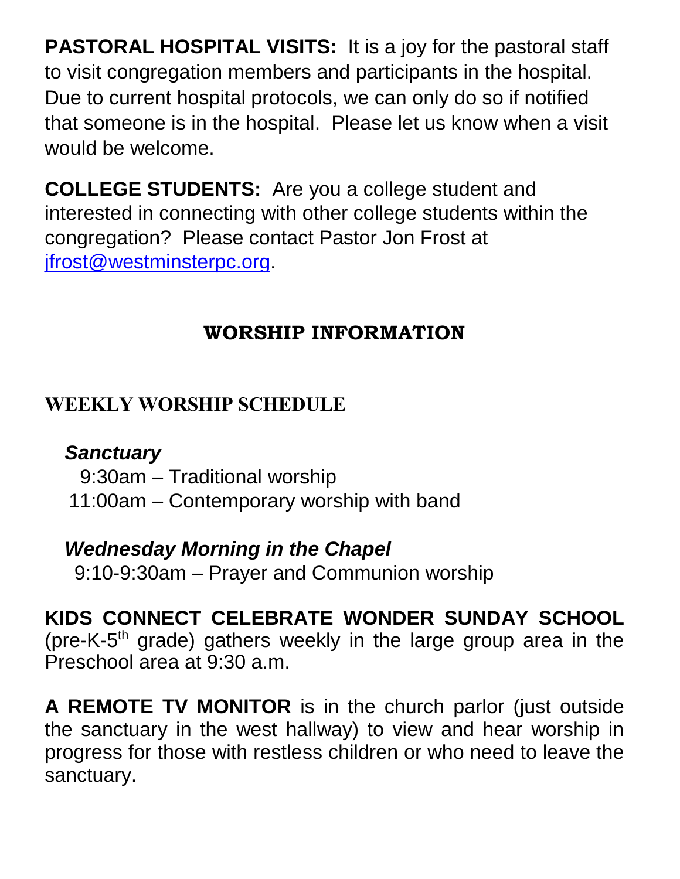**PASTORAL HOSPITAL VISITS:** It is a joy for the pastoral staff to visit congregation members and participants in the hospital. Due to current hospital protocols, we can only do so if notified that someone is in the hospital. Please let us know when a visit would be welcome.

**COLLEGE STUDENTS:** Are you a college student and interested in connecting with other college students within the congregation? Please contact Pastor Jon Frost at [jfrost@westminsterpc.org](mailto:jfrost@westminsterpc.org).

## WORSHIP INFORMATION

### WEEKLY WORSHIP SCHEDULE

***Sanctuary***

9:30am – Traditional worship
11:00am – Contemporary worship with band

***Wednesday Morning in the Chapel***

9:10-9:30am – Prayer and Communion worship

**KIDS CONNECT CELEBRATE WONDER SUNDAY SCHOOL** (pre-K-5th grade) gathers weekly in the large group area in the Preschool area at 9:30 a.m.

**A REMOTE TV MONITOR** is in the church parlor (just outside the sanctuary in the west hallway) to view and hear worship in progress for those with restless children or who need to leave the sanctuary.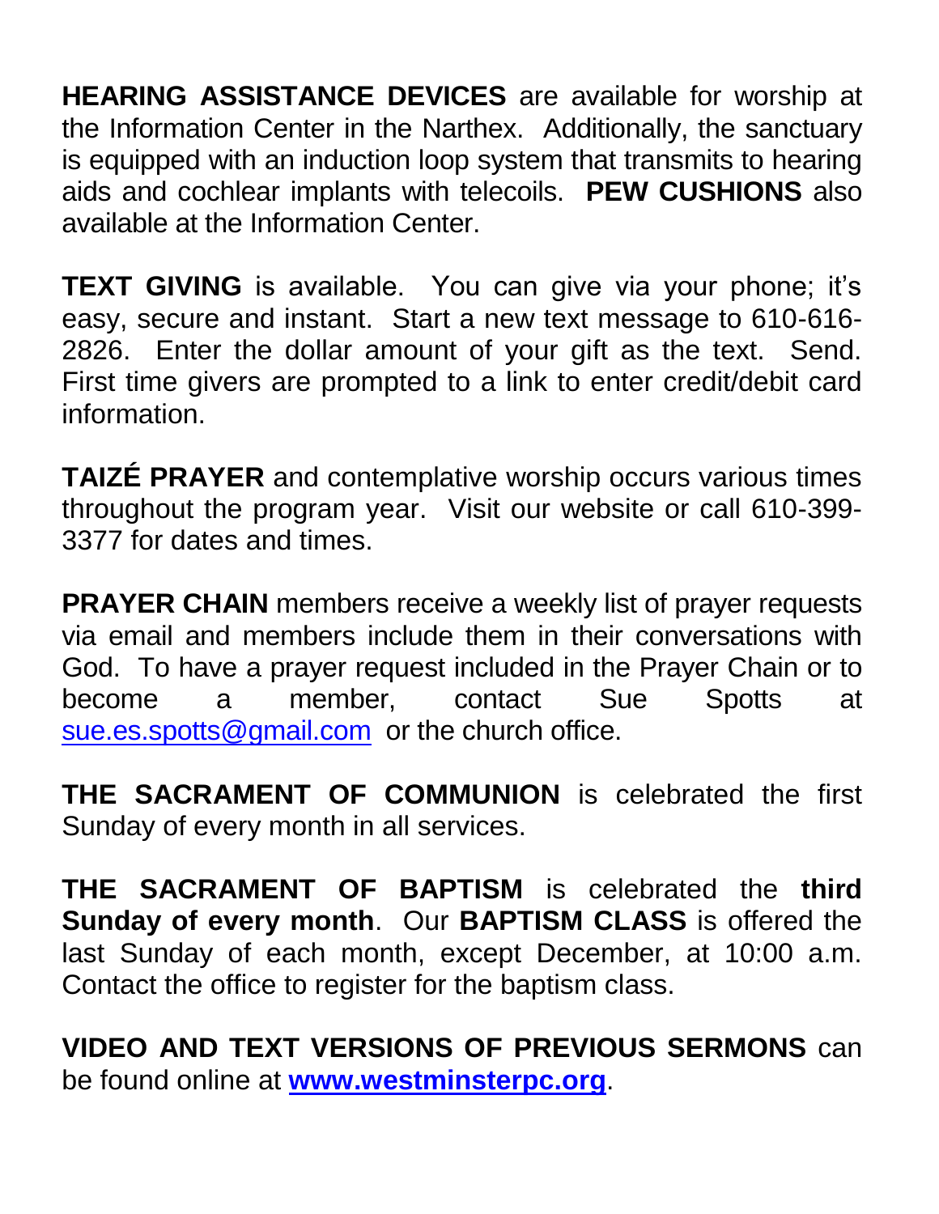**HEARING ASSISTANCE DEVICES** are available for worship at the Information Center in the Narthex. Additionally, the sanctuary is equipped with an induction loop system that transmits to hearing aids and cochlear implants with telecoils. **PEW CUSHIONS** also available at the Information Center.

**TEXT GIVING** is available. You can give via your phone; it's easy, secure and instant. Start a new text message to 610-616-2826. Enter the dollar amount of your gift as the text. Send. First time givers are prompted to a link to enter credit/debit card information.

**TAIZÉ PRAYER** and contemplative worship occurs various times throughout the program year. Visit our website or call 610-399-3377 for dates and times.

**PRAYER CHAIN** members receive a weekly list of prayer requests via email and members include them in their conversations with God. To have a prayer request included in the Prayer Chain or to become a member, contact Sue Spotts at sue.es.spotts@gmail.com or the church office.

**THE SACRAMENT OF COMMUNION** is celebrated the first Sunday of every month in all services.

**THE SACRAMENT OF BAPTISM** is celebrated the **third Sunday of every month**. Our **BAPTISM CLASS** is offered the last Sunday of each month, except December, at 10:00 a.m. Contact the office to register for the baptism class.

**VIDEO AND TEXT VERSIONS OF PREVIOUS SERMONS** can be found online at **www.westminsterpc.org**.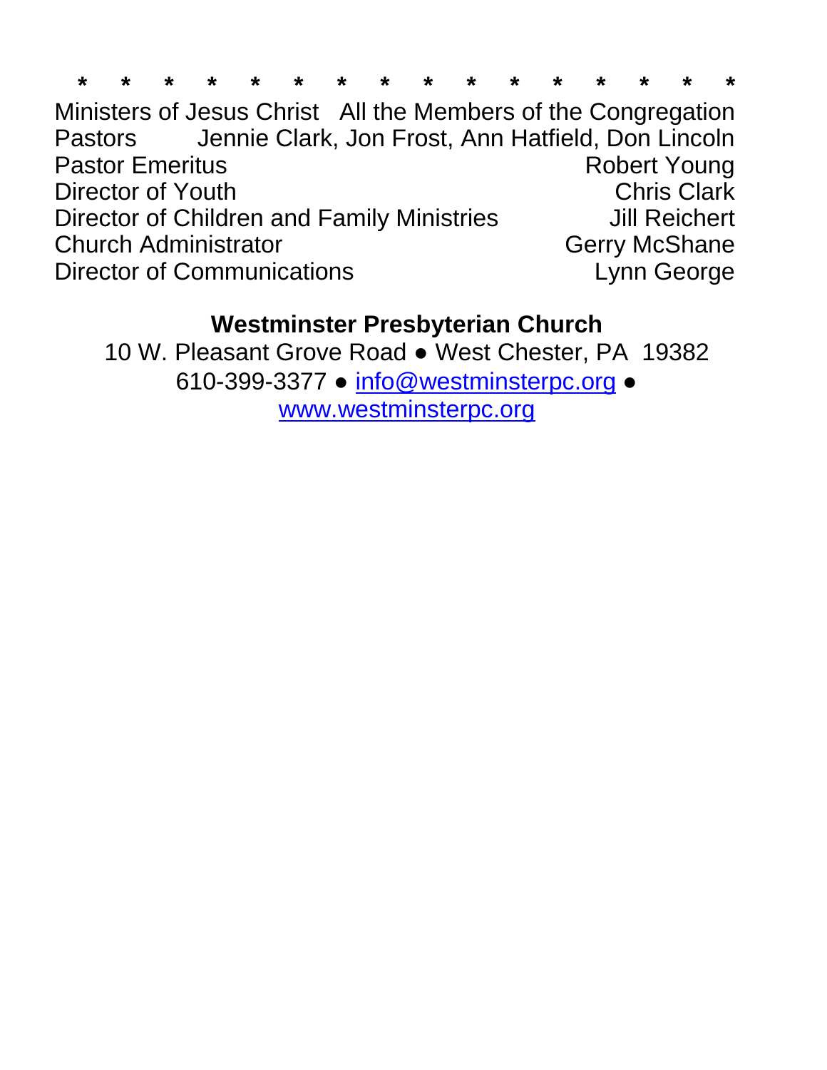\* \* \* \* \* \* \* \* \* \* \* \* \* \* \* \*

Ministers of Jesus Christ All the Members of the Congregation
Pastors Jennie Clark, Jon Frost, Ann Hatfield, Don Lincoln
Pastor Emeritus Robert Young
Director of Youth Chris Clark
Director of Children and Family Ministries Jill Reichert
Church Administrator Gerry McShane
Director of Communications Lynn George

**Westminster Presbyterian Church**

10 W. Pleasant Grove Road ● West Chester, PA 19382
610-399-3377 ● info@westminsterpc.org ●
www.westminsterpc.org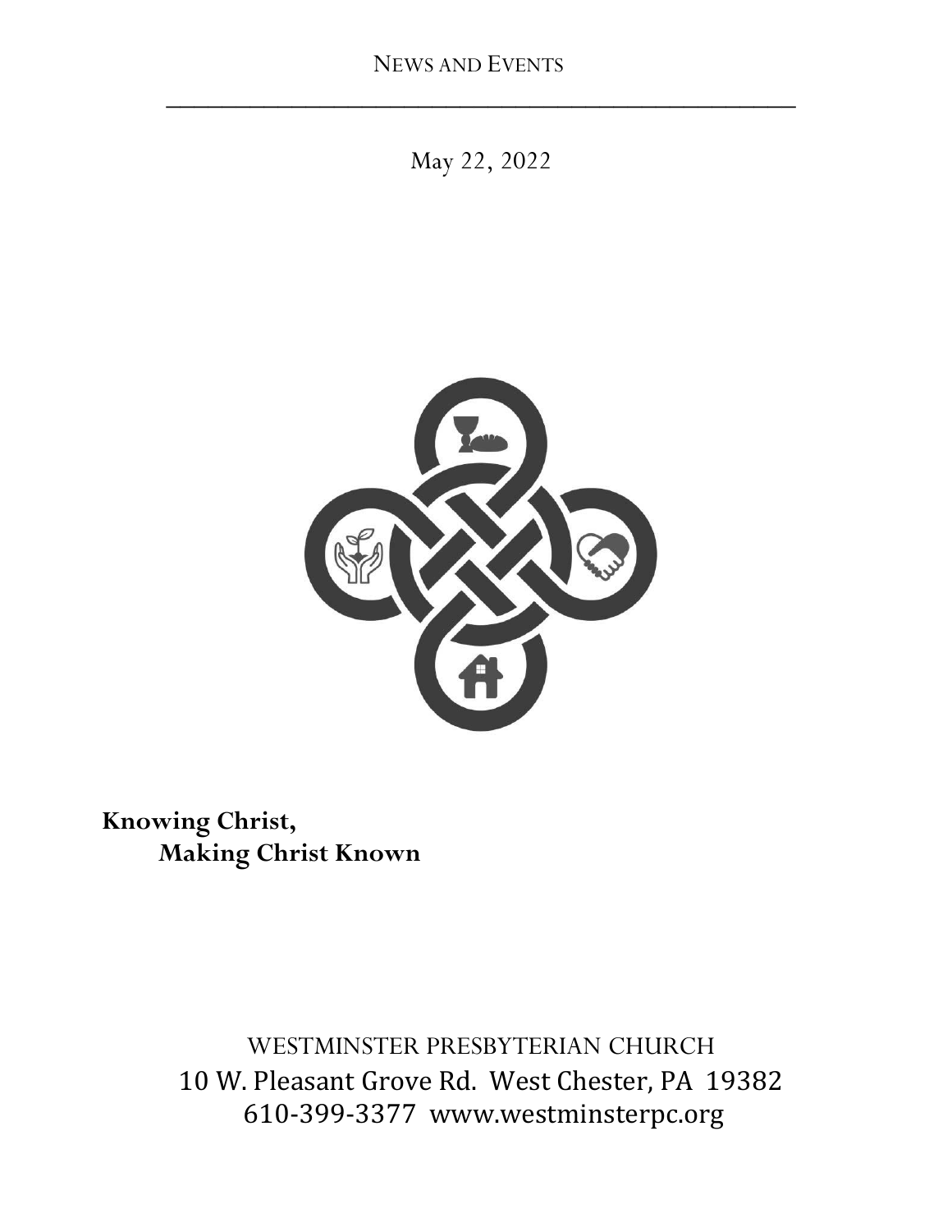# News and Events

May 22, 2022

**Knowing Christ,**
**Making Christ Known**

WESTMINSTER PRESBYTERIAN CHURCH
10 W. Pleasant Grove Rd. West Chester, PA 19382
610-399-3377 www.westminsterpc.org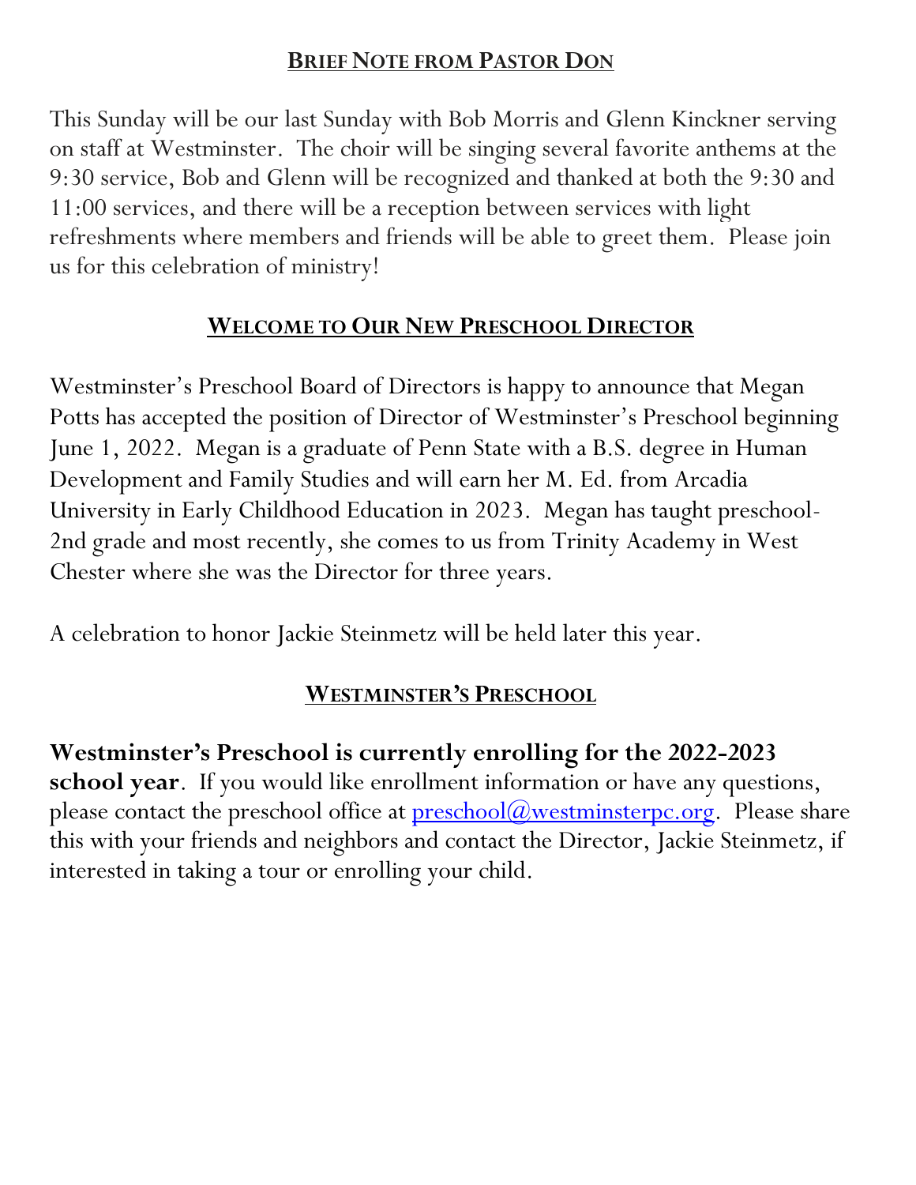## Brief Note from Pastor Don

This Sunday will be our last Sunday with Bob Morris and Glenn Kinckner serving on staff at Westminster. The choir will be singing several favorite anthems at the 9:30 service, Bob and Glenn will be recognized and thanked at both the 9:30 and 11:00 services, and there will be a reception between services with light refreshments where members and friends will be able to greet them. Please join us for this celebration of ministry!

## Welcome to Our New Preschool Director

Westminster's Preschool Board of Directors is happy to announce that Megan Potts has accepted the position of Director of Westminster's Preschool beginning June 1, 2022. Megan is a graduate of Penn State with a B.S. degree in Human Development and Family Studies and will earn her M. Ed. from Arcadia University in Early Childhood Education in 2023. Megan has taught preschool-2nd grade and most recently, she comes to us from Trinity Academy in West Chester where she was the Director for three years.

A celebration to honor Jackie Steinmetz will be held later this year.

## Westminster's Preschool

**Westminster's Preschool is currently enrolling for the 2022-2023 school year**. If you would like enrollment information or have any questions, please contact the preschool office at preschool@westminsterpc.org. Please share this with your friends and neighbors and contact the Director, Jackie Steinmetz, if interested in taking a tour or enrolling your child.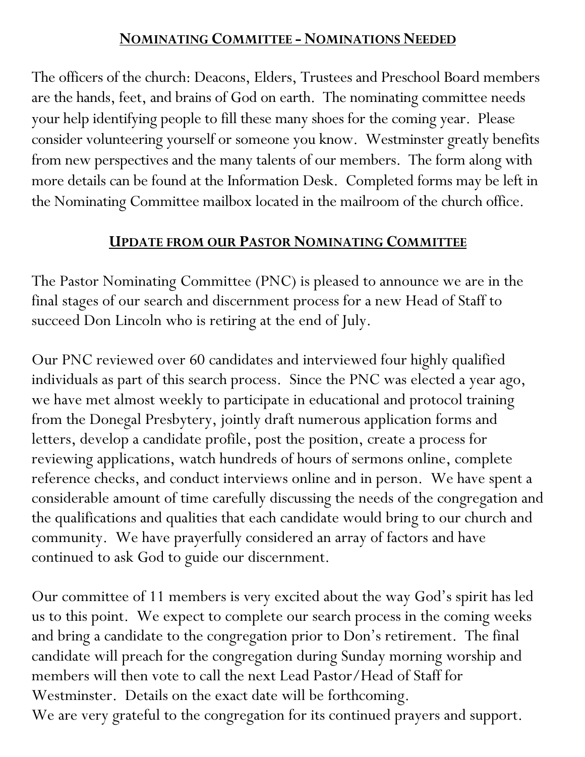## NOMINATING COMMITTEE – NOMINATIONS NEEDED

The officers of the church: Deacons, Elders, Trustees and Preschool Board members are the hands, feet, and brains of God on earth. The nominating committee needs your help identifying people to fill these many shoes for the coming year. Please consider volunteering yourself or someone you know. Westminster greatly benefits from new perspectives and the many talents of our members. The form along with more details can be found at the Information Desk. Completed forms may be left in the Nominating Committee mailbox located in the mailroom of the church office.

## UPDATE FROM OUR PASTOR NOMINATING COMMITTEE

The Pastor Nominating Committee (PNC) is pleased to announce we are in the final stages of our search and discernment process for a new Head of Staff to succeed Don Lincoln who is retiring at the end of July.

Our PNC reviewed over 60 candidates and interviewed four highly qualified individuals as part of this search process. Since the PNC was elected a year ago, we have met almost weekly to participate in educational and protocol training from the Donegal Presbytery, jointly draft numerous application forms and letters, develop a candidate profile, post the position, create a process for reviewing applications, watch hundreds of hours of sermons online, complete reference checks, and conduct interviews online and in person. We have spent a considerable amount of time carefully discussing the needs of the congregation and the qualifications and qualities that each candidate would bring to our church and community. We have prayerfully considered an array of factors and have continued to ask God to guide our discernment.

Our committee of 11 members is very excited about the way God's spirit has led us to this point. We expect to complete our search process in the coming weeks and bring a candidate to the congregation prior to Don's retirement. The final candidate will preach for the congregation during Sunday morning worship and members will then vote to call the next Lead Pastor/Head of Staff for Westminster. Details on the exact date will be forthcoming.
We are very grateful to the congregation for its continued prayers and support.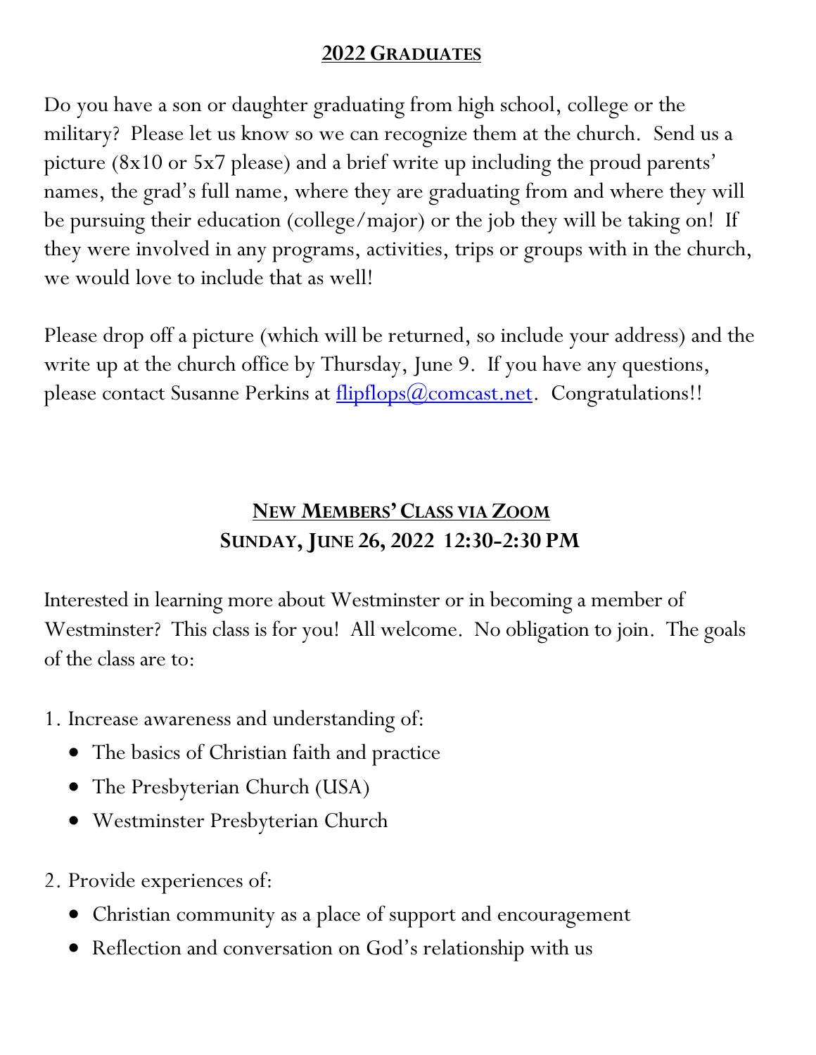## 2022 GRADUATES

Do you have a son or daughter graduating from high school, college or the military? Please let us know so we can recognize them at the church. Send us a picture (8x10 or 5x7 please) and a brief write up including the proud parents' names, the grad's full name, where they are graduating from and where they will be pursuing their education (college/major) or the job they will be taking on! If they were involved in any programs, activities, trips or groups with in the church, we would love to include that as well!

Please drop off a picture (which will be returned, so include your address) and the write up at the church office by Thursday, June 9. If you have any questions, please contact Susanne Perkins at flipflops@comcast.net. Congratulations!!

## NEW MEMBERS' CLASS VIA ZOOM
**SUNDAY, JUNE 26, 2022 12:30-2:30 PM**

Interested in learning more about Westminster or in becoming a member of Westminster? This class is for you! All welcome. No obligation to join. The goals of the class are to:

1. Increase awareness and understanding of:
   - The basics of Christian faith and practice
   - The Presbyterian Church (USA)
   - Westminster Presbyterian Church
2. Provide experiences of:
   - Christian community as a place of support and encouragement
   - Reflection and conversation on God's relationship with us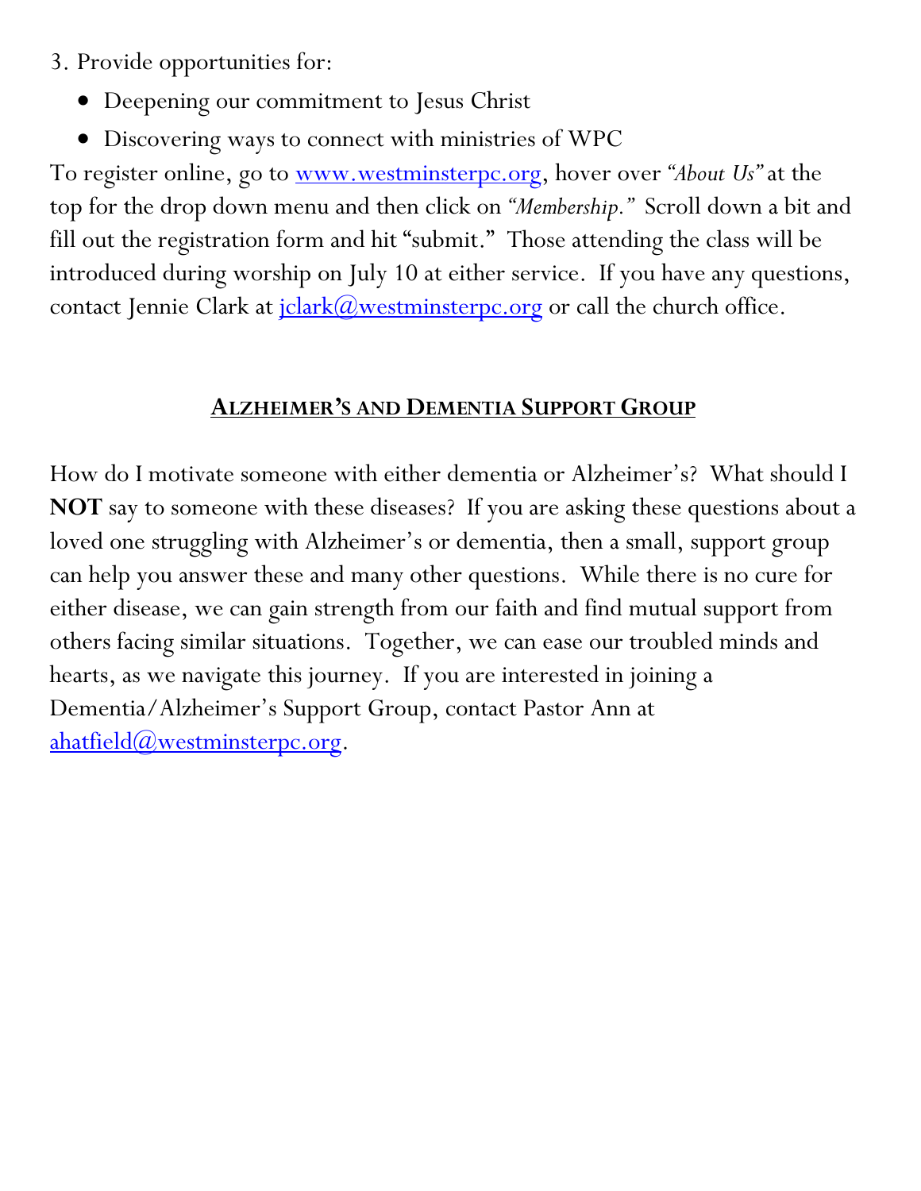3. Provide opportunities for:
    - Deepening our commitment to Jesus Christ
    - Discovering ways to connect with ministries of WPC

To register online, go to [www.westminsterpc.org](http://www.westminsterpc.org), hover over *"About Us"* at the top for the drop down menu and then click on *"Membership."* Scroll down a bit and fill out the registration form and hit "submit." Those attending the class will be introduced during worship on July 10 at either service. If you have any questions, contact Jennie Clark at [jclark@westminsterpc.org](mailto:jclark@westminsterpc.org) or call the church office.

## ALZHEIMER'S AND DEMENTIA SUPPORT GROUP

How do I motivate someone with either dementia or Alzheimer's? What should I **NOT** say to someone with these diseases? If you are asking these questions about a loved one struggling with Alzheimer's or dementia, then a small, support group can help you answer these and many other questions. While there is no cure for either disease, we can gain strength from our faith and find mutual support from others facing similar situations. Together, we can ease our troubled minds and hearts, as we navigate this journey. If you are interested in joining a Dementia/Alzheimer's Support Group, contact Pastor Ann at [ahatfield@westminsterpc.org](mailto:ahatfield@westminsterpc.org).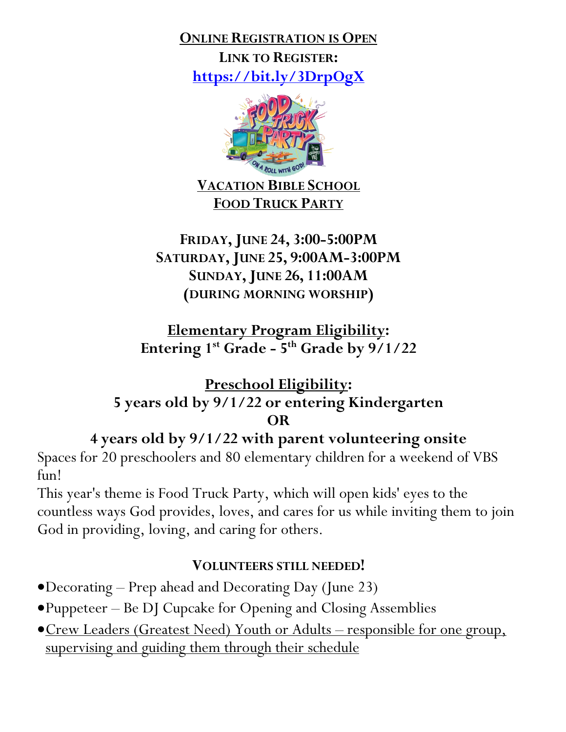**ONLINE REGISTRATION IS OPEN**

**LINK TO REGISTER:**

**https://bit.ly/3DrpOgX**

**VACATION BIBLE SCHOOL**

**FOOD TRUCK PARTY**

**FRIDAY, JUNE 24, 3:00-5:00PM**
**SATURDAY, JUNE 25, 9:00AM-3:00PM**
**SUNDAY, JUNE 26, 11:00AM**
**(DURING MORNING WORSHIP)**

**Elementary Program Eligibility:**
**Entering 1st Grade - 5th Grade by 9/1/22**

**Preschool Eligibility:**
**5 years old by 9/1/22 or entering Kindergarten**
**OR**
**4 years old by 9/1/22 with parent volunteering onsite**

Spaces for 20 preschoolers and 80 elementary children for a weekend of VBS fun!

This year's theme is Food Truck Party, which will open kids' eyes to the countless ways God provides, loves, and cares for us while inviting them to join God in providing, loving, and caring for others.

**VOLUNTEERS STILL NEEDED!**

- Decorating – Prep ahead and Decorating Day (June 23)
- Puppeteer – Be DJ Cupcake for Opening and Closing Assemblies
- Crew Leaders (Greatest Need) Youth or Adults – responsible for one group, supervising and guiding them through their schedule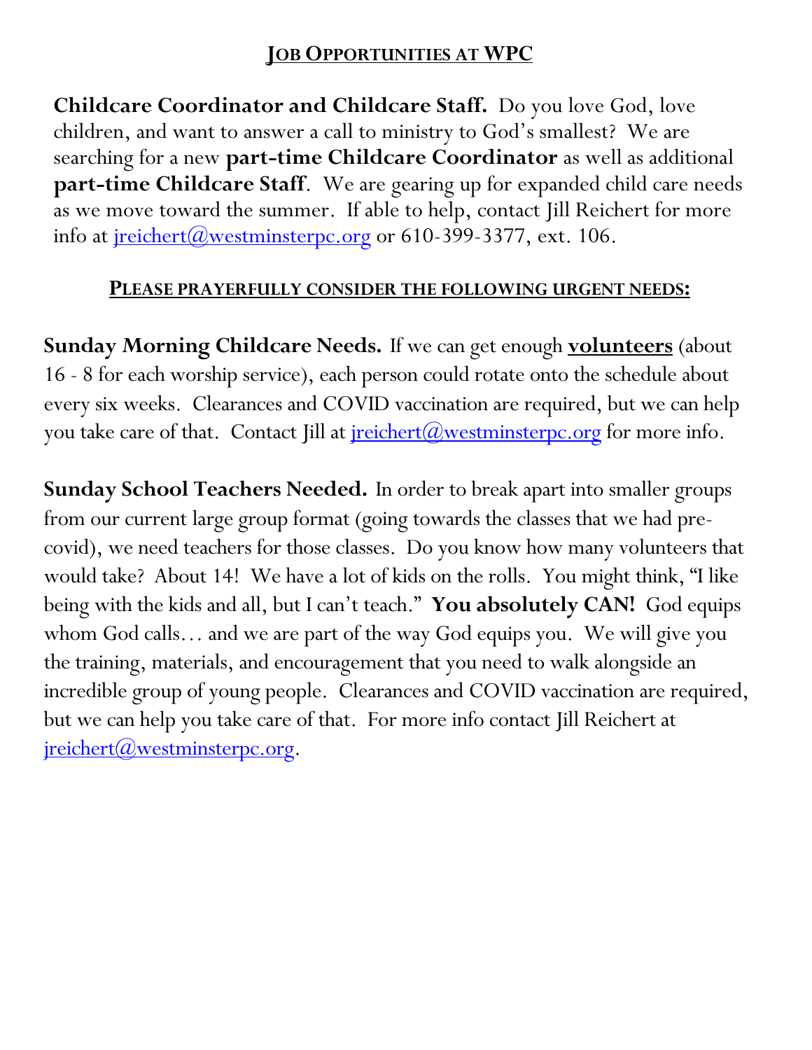## **JOB OPPORTUNITIES AT WPC**

**Childcare Coordinator and Childcare Staff.** Do you love God, love children, and want to answer a call to ministry to God's smallest? We are searching for a new **part-time Childcare Coordinator** as well as additional **part-time Childcare Staff**. We are gearing up for expanded child care needs as we move toward the summer. If able to help, contact Jill Reichert for more info at jreichert@westminsterpc.org or 610-399-3377, ext. 106.

### **PLEASE PRAYERFULLY CONSIDER THE FOLLOWING URGENT NEEDS:**

**Sunday Morning Childcare Needs.** If we can get enough **volunteers** (about 16 - 8 for each worship service), each person could rotate onto the schedule about every six weeks. Clearances and COVID vaccination are required, but we can help you take care of that. Contact Jill at jreichert@westminsterpc.org for more info.

**Sunday School Teachers Needed.** In order to break apart into smaller groups from our current large group format (going towards the classes that we had pre-covid), we need teachers for those classes. Do you know how many volunteers that would take? About 14! We have a lot of kids on the rolls. You might think, "I like being with the kids and all, but I can't teach." **You absolutely CAN!** God equips whom God calls… and we are part of the way God equips you. We will give you the training, materials, and encouragement that you need to walk alongside an incredible group of young people. Clearances and COVID vaccination are required, but we can help you take care of that. For more info contact Jill Reichert at jreichert@westminsterpc.org.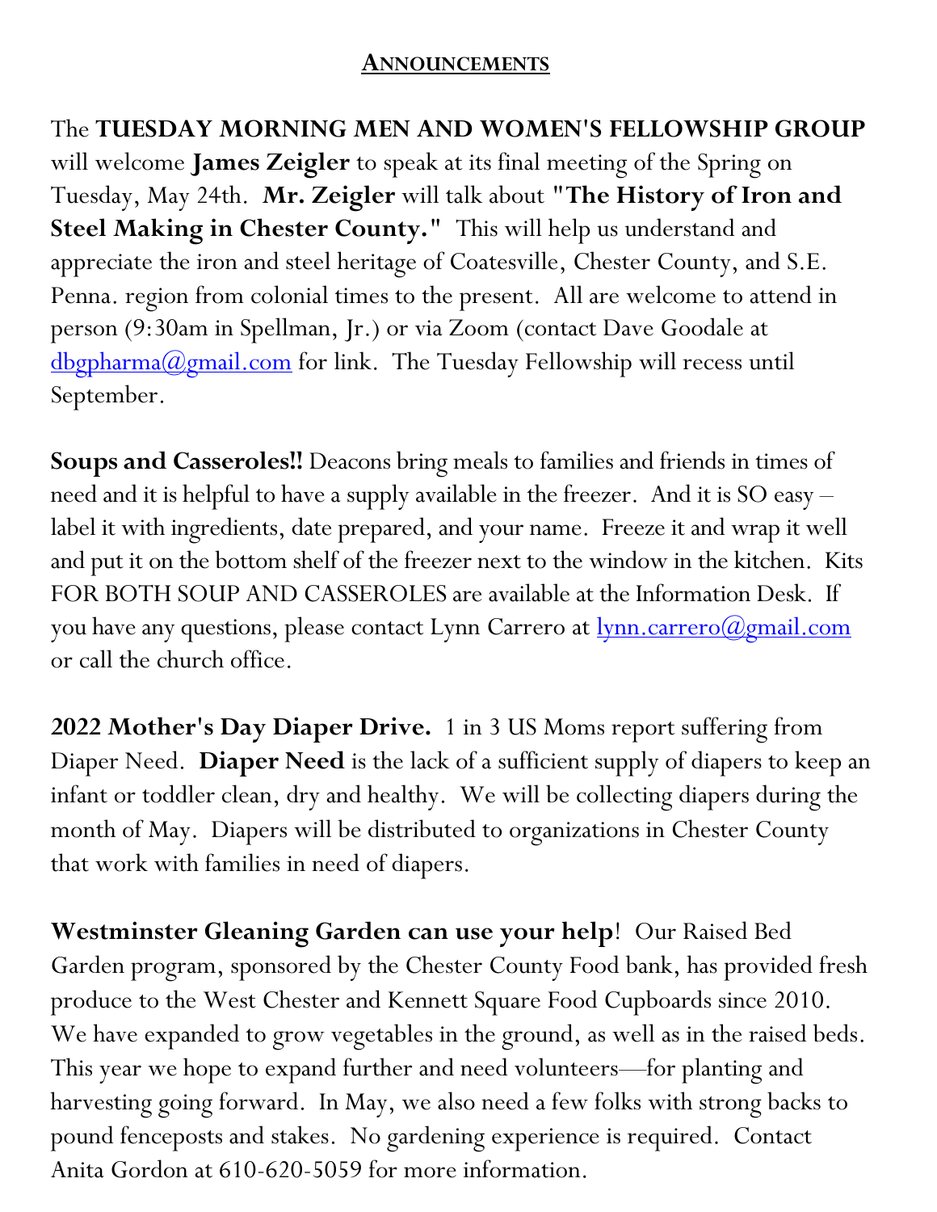## **ANNOUNCEMENTS**

The **TUESDAY MORNING MEN AND WOMEN'S FELLOWSHIP GROUP** will welcome **James Zeigler** to speak at its final meeting of the Spring on Tuesday, May 24th. **Mr. Zeigler** will talk about **"The History of Iron and Steel Making in Chester County."** This will help us understand and appreciate the iron and steel heritage of Coatesville, Chester County, and S.E. Penna. region from colonial times to the present. All are welcome to attend in person (9:30am in Spellman, Jr.) or via Zoom (contact Dave Goodale at dbgpharma@gmail.com for link. The Tuesday Fellowship will recess until September.

**Soups and Casseroles!!** Deacons bring meals to families and friends in times of need and it is helpful to have a supply available in the freezer. And it is SO easy – label it with ingredients, date prepared, and your name. Freeze it and wrap it well and put it on the bottom shelf of the freezer next to the window in the kitchen. Kits FOR BOTH SOUP AND CASSEROLES are available at the Information Desk. If you have any questions, please contact Lynn Carrero at lynn.carrero@gmail.com or call the church office.

**2022 Mother's Day Diaper Drive.** 1 in 3 US Moms report suffering from Diaper Need. **Diaper Need** is the lack of a sufficient supply of diapers to keep an infant or toddler clean, dry and healthy. We will be collecting diapers during the month of May. Diapers will be distributed to organizations in Chester County that work with families in need of diapers.

**Westminster Gleaning Garden can use your help**! Our Raised Bed Garden program, sponsored by the Chester County Food bank, has provided fresh produce to the West Chester and Kennett Square Food Cupboards since 2010. We have expanded to grow vegetables in the ground, as well as in the raised beds. This year we hope to expand further and need volunteers—for planting and harvesting going forward. In May, we also need a few folks with strong backs to pound fenceposts and stakes. No gardening experience is required. Contact Anita Gordon at 610-620-5059 for more information.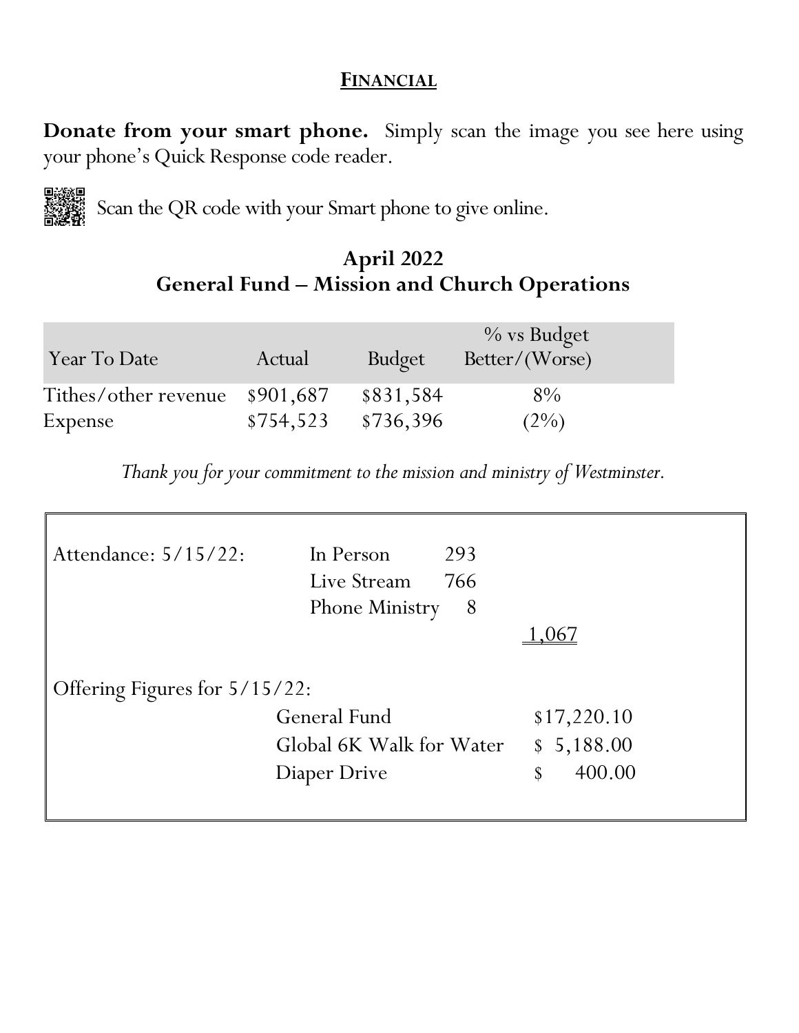## FINANCIAL

**Donate from your smart phone.** Simply scan the image you see here using your phone's Quick Response code reader.

Scan the QR code with your Smart phone to give online.

### April 2022
### General Fund – Mission and Church Operations

| Year To Date | Actual | Budget | % vs Budget Better/(Worse) |
|---|---|---|---|
| Tithes/other revenue | $901,687 | $831,584 | 8% |
| Expense | $754,523 | $736,396 | (2%) |

*Thank you for your commitment to the mission and ministry of Westminster.*

| Attendance: 5/15/22: | | | |
|---|---|---|---|
| | In Person | 293 | |
| | Live Stream | 766 | |
| | Phone Ministry | 8 | |
| | | | 1,067 |

| Offering Figures for 5/15/22: | | |
|---|---|---|
| | General Fund | $17,220.10 |
| | Global 6K Walk for Water | $ 5,188.00 |
| | Diaper Drive | $ 400.00 |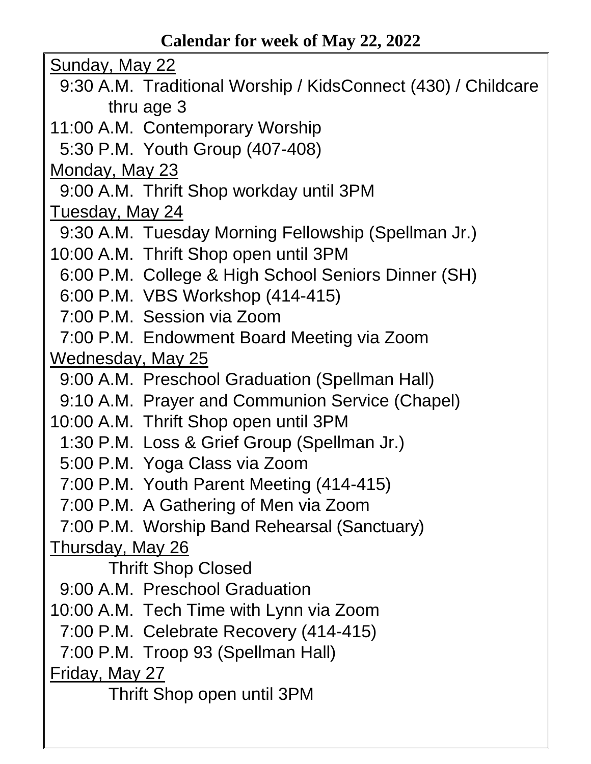**Calendar for week of May 22, 2022**

Sunday, May 22

- 9:30 A.M. Traditional Worship / KidsConnect (430) / Childcare thru age 3
- 11:00 A.M. Contemporary Worship
- 5:30 P.M. Youth Group (407-408)

Monday, May 23

- 9:00 A.M. Thrift Shop workday until 3PM

Tuesday, May 24

- 9:30 A.M. Tuesday Morning Fellowship (Spellman Jr.)
- 10:00 A.M. Thrift Shop open until 3PM
- 6:00 P.M. College & High School Seniors Dinner (SH)
- 6:00 P.M. VBS Workshop (414-415)
- 7:00 P.M. Session via Zoom
- 7:00 P.M. Endowment Board Meeting via Zoom

Wednesday, May 25

- 9:00 A.M. Preschool Graduation (Spellman Hall)
- 9:10 A.M. Prayer and Communion Service (Chapel)
- 10:00 A.M. Thrift Shop open until 3PM
- 1:30 P.M. Loss & Grief Group (Spellman Jr.)
- 5:00 P.M. Yoga Class via Zoom
- 7:00 P.M. Youth Parent Meeting (414-415)
- 7:00 P.M. A Gathering of Men via Zoom
- 7:00 P.M. Worship Band Rehearsal (Sanctuary)

Thursday, May 26

- Thrift Shop Closed
- 9:00 A.M. Preschool Graduation
- 10:00 A.M. Tech Time with Lynn via Zoom
- 7:00 P.M. Celebrate Recovery (414-415)
- 7:00 P.M. Troop 93 (Spellman Hall)

Friday, May 27

- Thrift Shop open until 3PM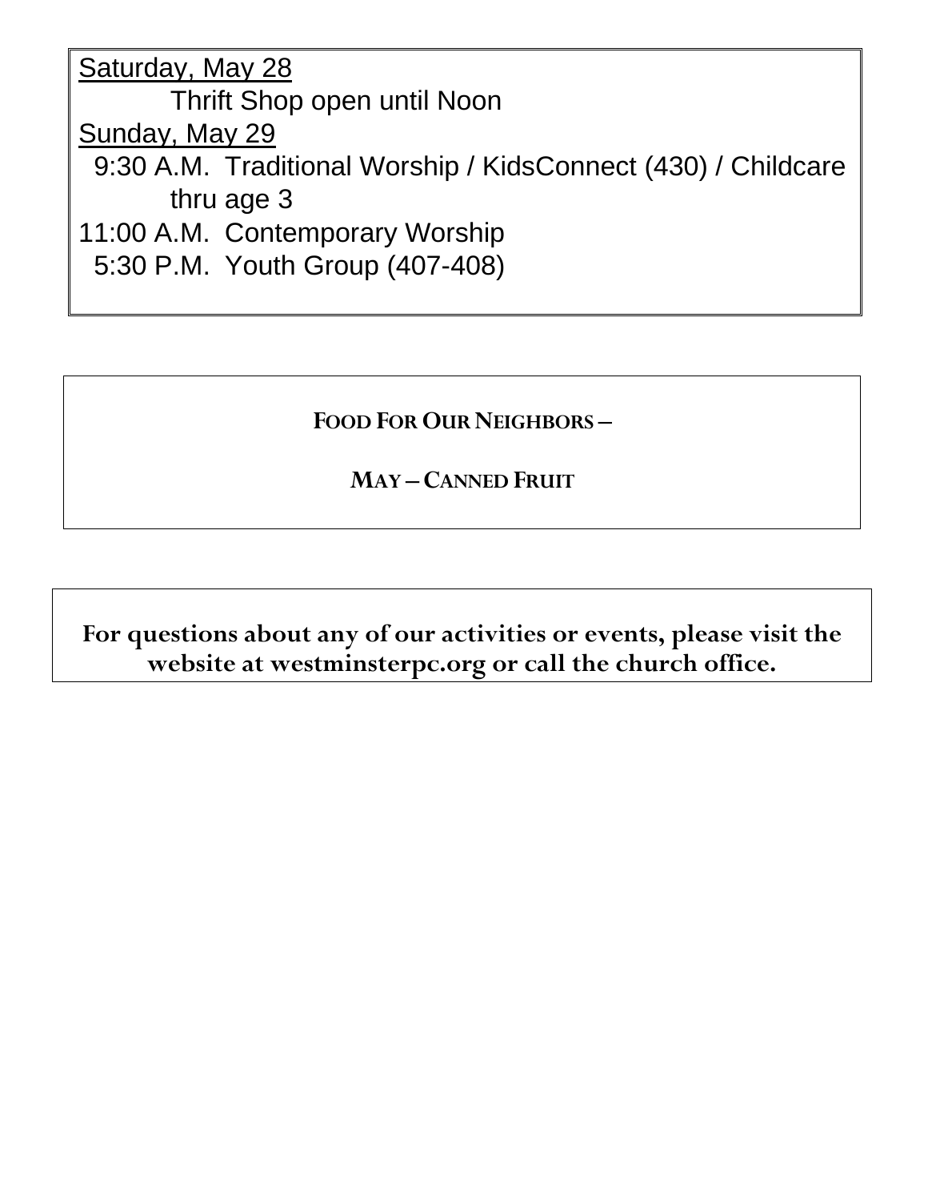Saturday, May 28

Thrift Shop open until Noon

Sunday, May 29

9:30 A.M.  Traditional Worship / KidsConnect (430) / Childcare thru age 3

11:00 A.M.  Contemporary Worship

5:30 P.M.  Youth Group (407-408)

**FOOD FOR OUR NEIGHBORS –**

**MAY – CANNED FRUIT**

**For questions about any of our activities or events, please visit the website at westminsterpc.org or call the church office.**